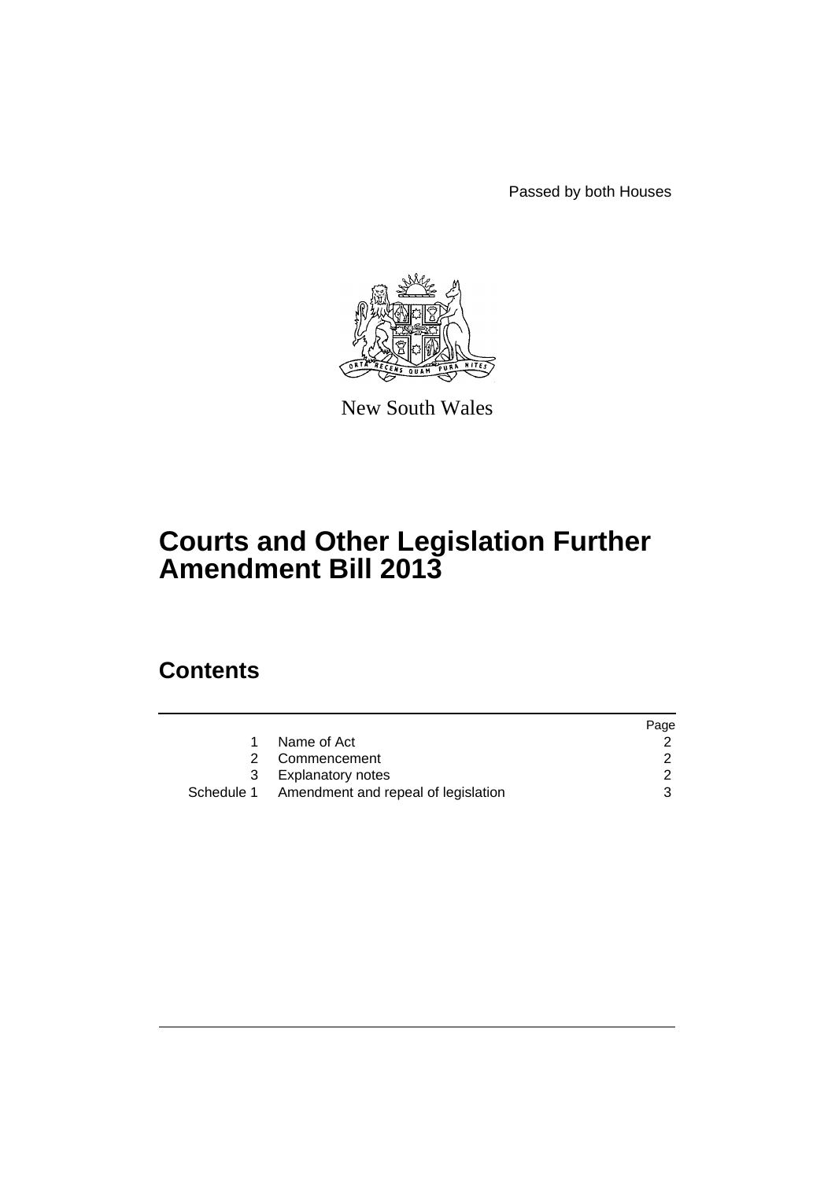Passed by both Houses

New South Wales

# Courts and Other Legislation Further Amendment Bill 2013

## Contents

| | | Page |
|---|---|---|
| 1 | Name of Act | 2 |
| 2 | Commencement | 2 |
| 3 | Explanatory notes | 2 |
| Schedule 1 | Amendment and repeal of legislation | 3 |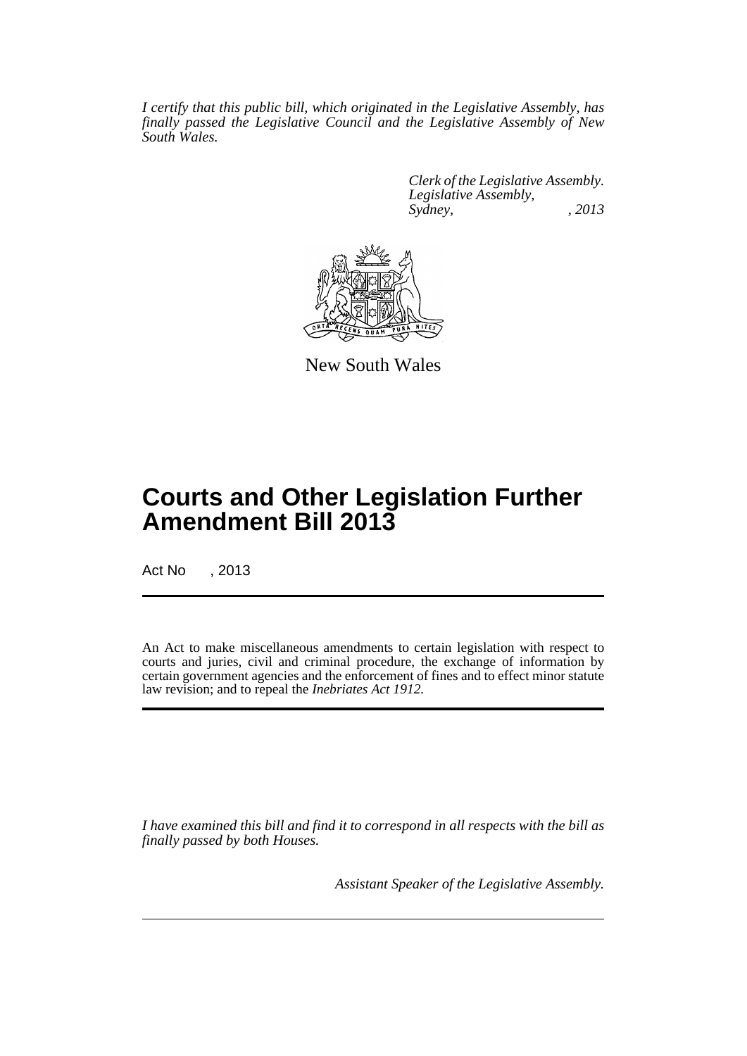*I certify that this public bill, which originated in the Legislative Assembly, has finally passed the Legislative Council and the Legislative Assembly of New South Wales.*

*Clerk of the Legislative Assembly.*
*Legislative Assembly,*
*Sydney, , 2013*

New South Wales

# Courts and Other Legislation Further Amendment Bill 2013

Act No , 2013

An Act to make miscellaneous amendments to certain legislation with respect to courts and juries, civil and criminal procedure, the exchange of information by certain government agencies and the enforcement of fines and to effect minor statute law revision; and to repeal the *Inebriates Act 1912*.

*I have examined this bill and find it to correspond in all respects with the bill as finally passed by both Houses.*

*Assistant Speaker of the Legislative Assembly.*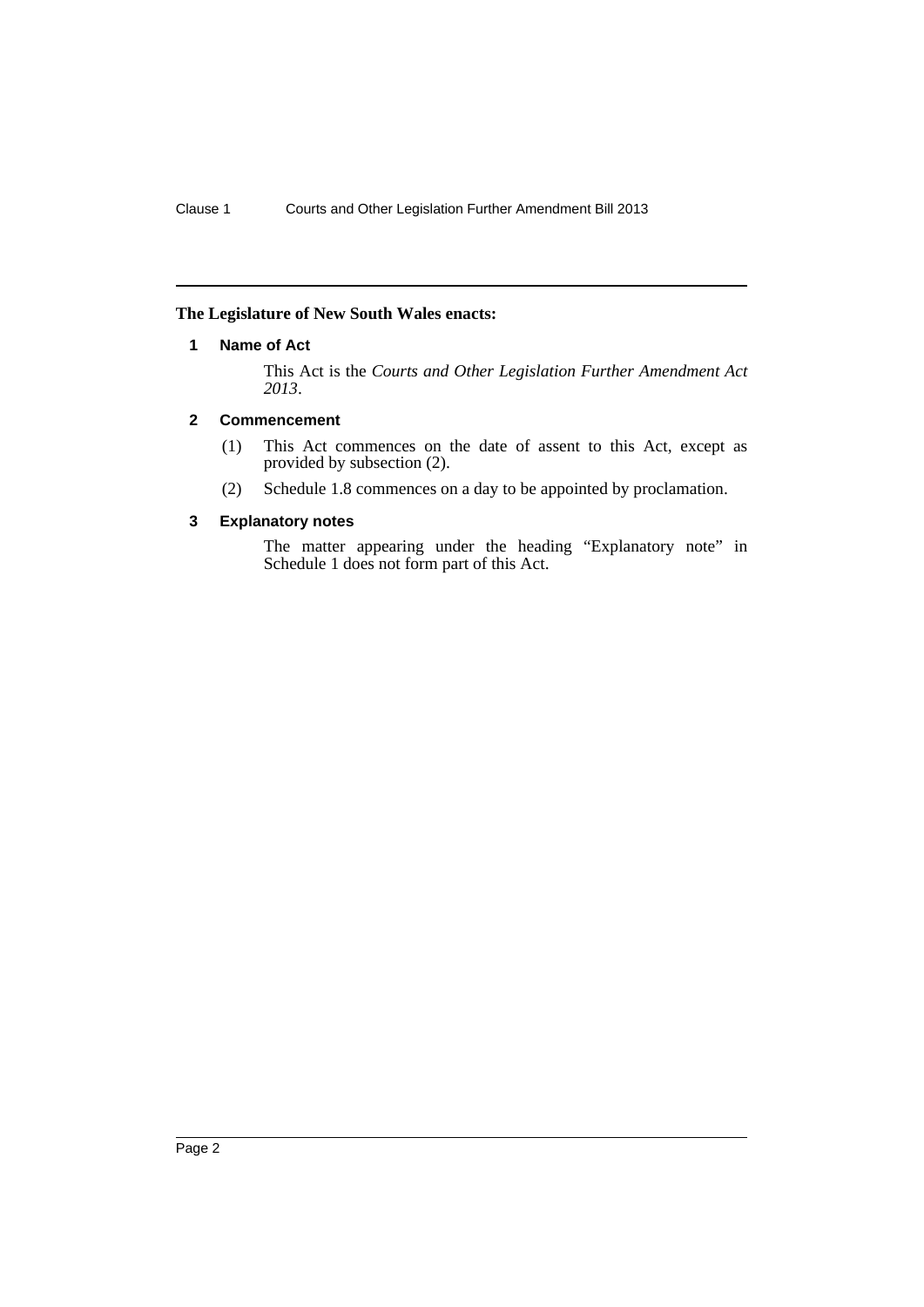**The Legislature of New South Wales enacts:**

### 1 Name of Act

This Act is the *Courts and Other Legislation Further Amendment Act 2013*.

### 2 Commencement

(1) This Act commences on the date of assent to this Act, except as provided by subsection (2).

(2) Schedule 1.8 commences on a day to be appointed by proclamation.

### 3 Explanatory notes

The matter appearing under the heading "Explanatory note" in Schedule 1 does not form part of this Act.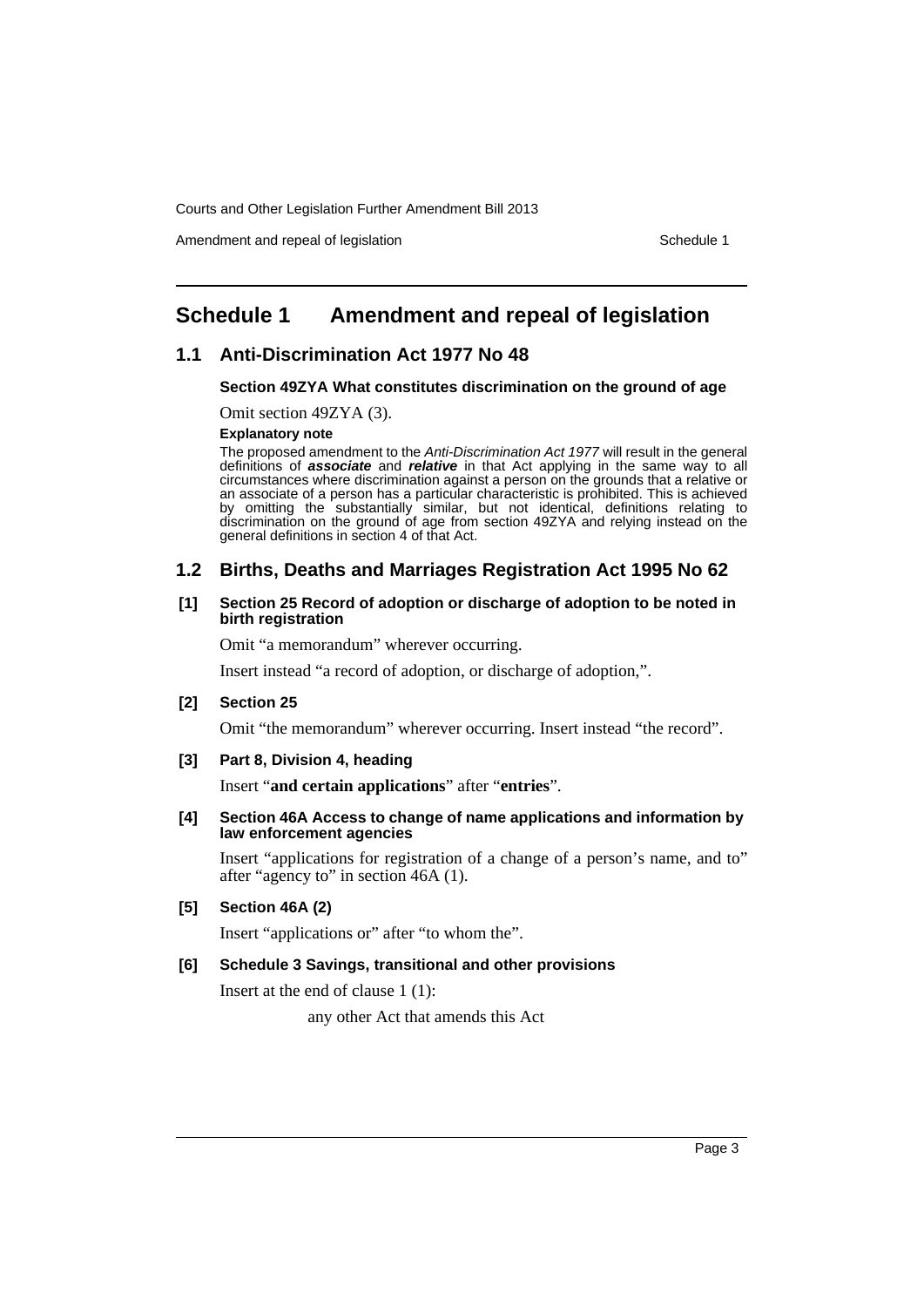# Schedule 1 Amendment and repeal of legislation

## 1.1 Anti-Discrimination Act 1977 No 48

**Section 49ZYA What constitutes discrimination on the ground of age**

Omit section 49ZYA (3).

**Explanatory note**

The proposed amendment to the *Anti-Discrimination Act 1977* will result in the general definitions of ***associate*** and ***relative*** in that Act applying in the same way to all circumstances where discrimination against a person on the grounds that a relative or an associate of a person has a particular characteristic is prohibited. This is achieved by omitting the substantially similar, but not identical, definitions relating to discrimination on the ground of age from section 49ZYA and relying instead on the general definitions in section 4 of that Act.

## 1.2 Births, Deaths and Marriages Registration Act 1995 No 62

**[1] Section 25 Record of adoption or discharge of adoption to be noted in birth registration**

Omit "a memorandum" wherever occurring.

Insert instead "a record of adoption, or discharge of adoption,".

**[2] Section 25**

Omit "the memorandum" wherever occurring. Insert instead "the record".

**[3] Part 8, Division 4, heading**

Insert "**and certain applications**" after "**entries**".

**[4] Section 46A Access to change of name applications and information by law enforcement agencies**

Insert "applications for registration of a change of a person's name, and to" after "agency to" in section 46A (1).

**[5] Section 46A (2)**

Insert "applications or" after "to whom the".

**[6] Schedule 3 Savings, transitional and other provisions**

Insert at the end of clause 1 (1):

any other Act that amends this Act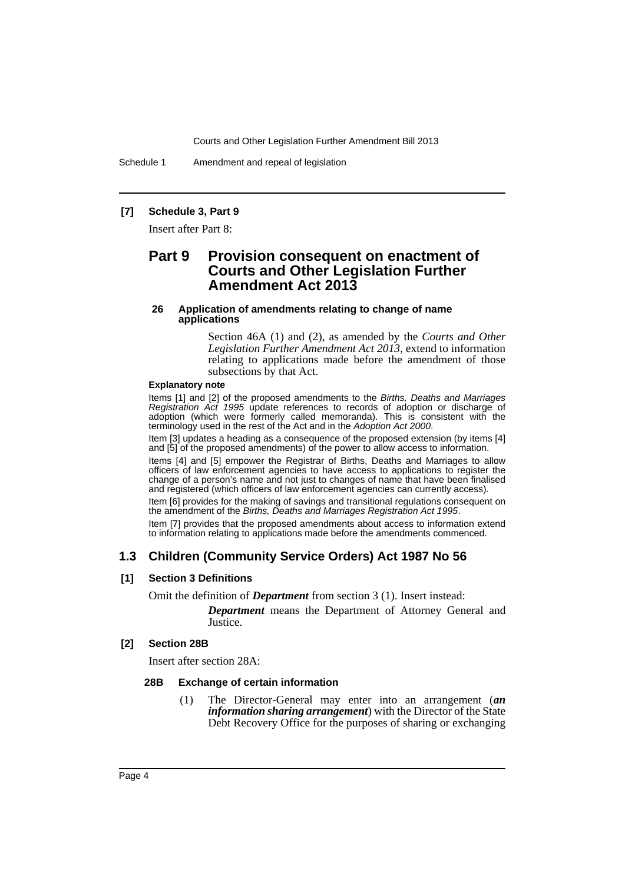**[7] Schedule 3, Part 9**

Insert after Part 8:

## Part 9 Provision consequent on enactment of Courts and Other Legislation Further Amendment Act 2013

**26 Application of amendments relating to change of name applications**

Section 46A (1) and (2), as amended by the *Courts and Other Legislation Further Amendment Act 2013*, extend to information relating to applications made before the amendment of those subsections by that Act.

**Explanatory note**

Items [1] and [2] of the proposed amendments to the *Births, Deaths and Marriages Registration Act 1995* update references to records of adoption or discharge of adoption (which were formerly called memoranda). This is consistent with the terminology used in the rest of the Act and in the *Adoption Act 2000*.

Item [3] updates a heading as a consequence of the proposed extension (by items [4] and [5] of the proposed amendments) of the power to allow access to information.

Items [4] and [5] empower the Registrar of Births, Deaths and Marriages to allow officers of law enforcement agencies to have access to applications to register the change of a person's name and not just to changes of name that have been finalised and registered (which officers of law enforcement agencies can currently access).

Item [6] provides for the making of savings and transitional regulations consequent on the amendment of the *Births, Deaths and Marriages Registration Act 1995*.

Item [7] provides that the proposed amendments about access to information extend to information relating to applications made before the amendments commenced.

## 1.3 Children (Community Service Orders) Act 1987 No 56

**[1] Section 3 Definitions**

Omit the definition of ***Department*** from section 3 (1). Insert instead:

***Department*** means the Department of Attorney General and Justice.

**[2] Section 28B**

Insert after section 28A:

**28B Exchange of certain information**

(1) The Director-General may enter into an arrangement (***an information sharing arrangement***) with the Director of the State Debt Recovery Office for the purposes of sharing or exchanging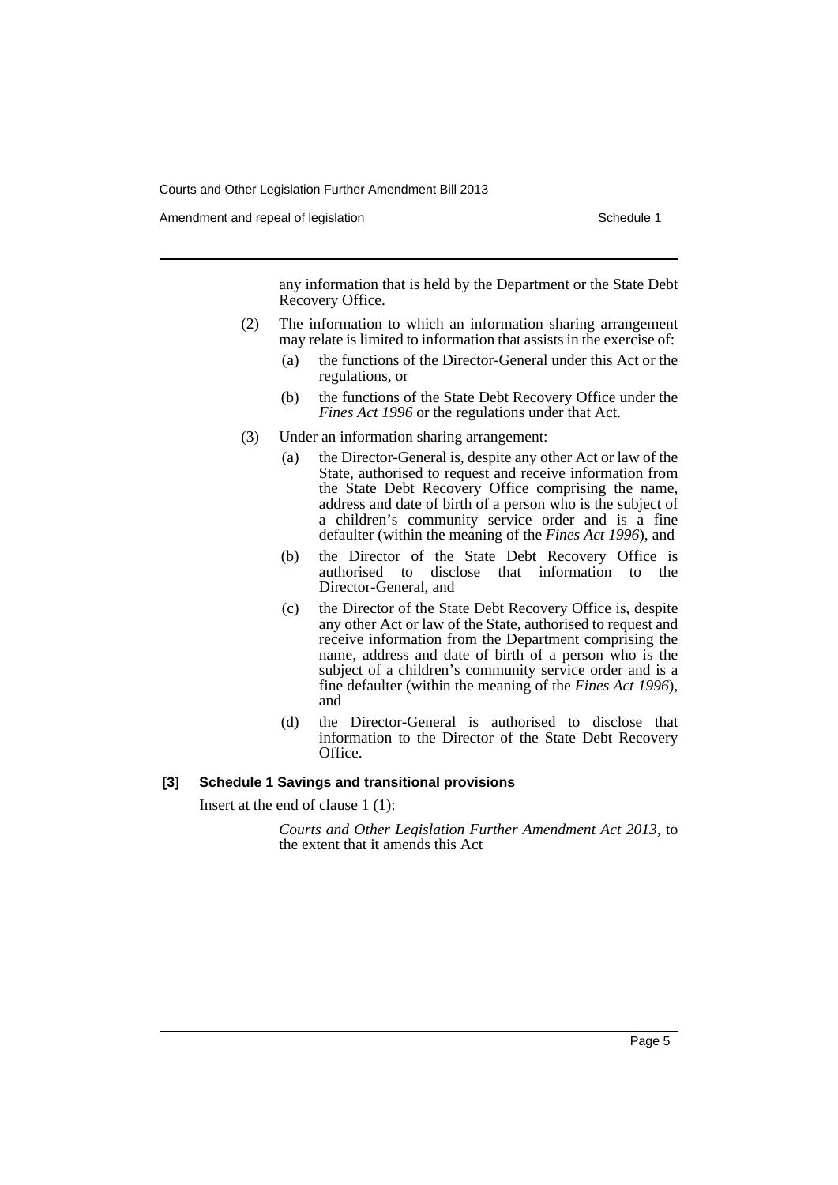any information that is held by the Department or the State Debt Recovery Office.

(2) The information to which an information sharing arrangement may relate is limited to information that assists in the exercise of:

(a) the functions of the Director-General under this Act or the regulations, or

(b) the functions of the State Debt Recovery Office under the *Fines Act 1996* or the regulations under that Act.

(3) Under an information sharing arrangement:

(a) the Director-General is, despite any other Act or law of the State, authorised to request and receive information from the State Debt Recovery Office comprising the name, address and date of birth of a person who is the subject of a children's community service order and is a fine defaulter (within the meaning of the *Fines Act 1996*), and

(b) the Director of the State Debt Recovery Office is authorised to disclose that information to the Director-General, and

(c) the Director of the State Debt Recovery Office is, despite any other Act or law of the State, authorised to request and receive information from the Department comprising the name, address and date of birth of a person who is the subject of a children's community service order and is a fine defaulter (within the meaning of the *Fines Act 1996*), and

(d) the Director-General is authorised to disclose that information to the Director of the State Debt Recovery Office.

**[3] Schedule 1 Savings and transitional provisions**

Insert at the end of clause 1 (1):

*Courts and Other Legislation Further Amendment Act 2013*, to the extent that it amends this Act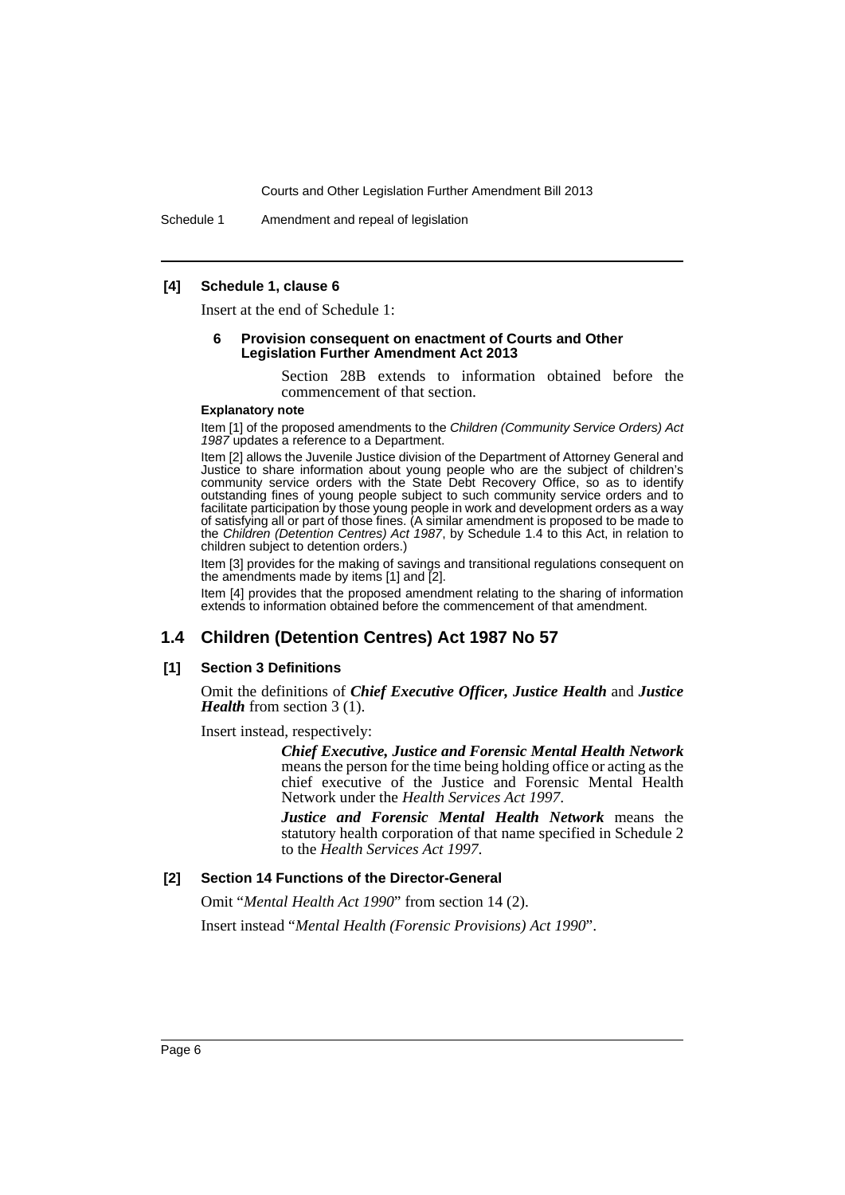**[4] Schedule 1, clause 6**

Insert at the end of Schedule 1:

**6 Provision consequent on enactment of Courts and Other Legislation Further Amendment Act 2013**

Section 28B extends to information obtained before the commencement of that section.

**Explanatory note**

Item [1] of the proposed amendments to the *Children (Community Service Orders) Act 1987* updates a reference to a Department.

Item [2] allows the Juvenile Justice division of the Department of Attorney General and Justice to share information about young people who are the subject of children's community service orders with the State Debt Recovery Office, so as to identify outstanding fines of young people subject to such community service orders and to facilitate participation by those young people in work and development orders as a way of satisfying all or part of those fines. (A similar amendment is proposed to be made to the *Children (Detention Centres) Act 1987*, by Schedule 1.4 to this Act, in relation to children subject to detention orders.)

Item [3] provides for the making of savings and transitional regulations consequent on the amendments made by items [1] and [2].

Item [4] provides that the proposed amendment relating to the sharing of information extends to information obtained before the commencement of that amendment.

## 1.4 Children (Detention Centres) Act 1987 No 57

**[1] Section 3 Definitions**

Omit the definitions of ***Chief Executive Officer, Justice Health*** and ***Justice Health*** from section 3 (1).

Insert instead, respectively:

***Chief Executive, Justice and Forensic Mental Health Network*** means the person for the time being holding office or acting as the chief executive of the Justice and Forensic Mental Health Network under the *Health Services Act 1997*.

***Justice and Forensic Mental Health Network*** means the statutory health corporation of that name specified in Schedule 2 to the *Health Services Act 1997*.

**[2] Section 14 Functions of the Director-General**

Omit "*Mental Health Act 1990*" from section 14 (2).

Insert instead "*Mental Health (Forensic Provisions) Act 1990*".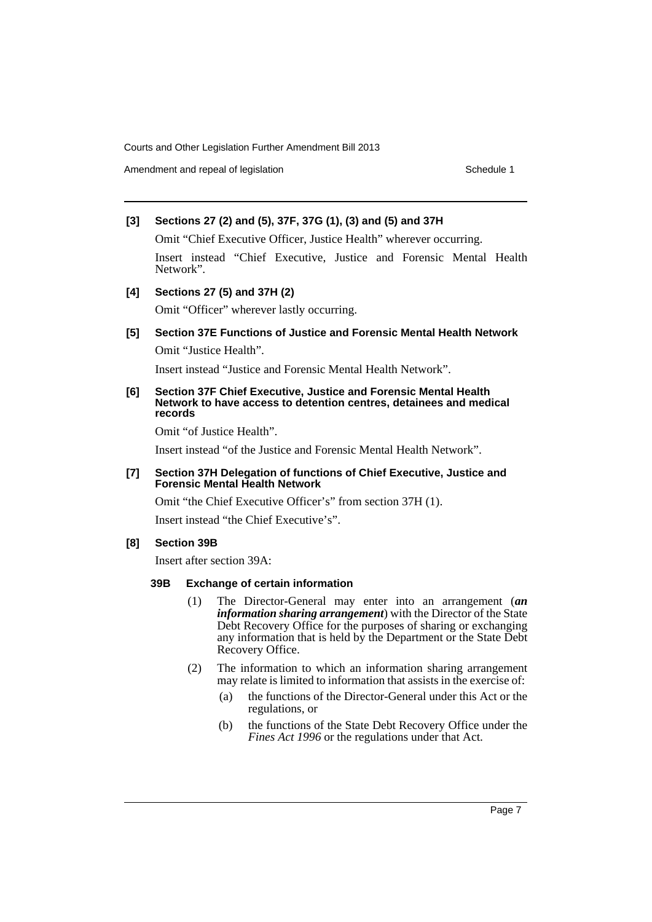**[3] Sections 27 (2) and (5), 37F, 37G (1), (3) and (5) and 37H**

Omit "Chief Executive Officer, Justice Health" wherever occurring.

Insert instead "Chief Executive, Justice and Forensic Mental Health Network".

**[4] Sections 27 (5) and 37H (2)**

Omit "Officer" wherever lastly occurring.

**[5] Section 37E Functions of Justice and Forensic Mental Health Network**

Omit "Justice Health".

Insert instead "Justice and Forensic Mental Health Network".

**[6] Section 37F Chief Executive, Justice and Forensic Mental Health Network to have access to detention centres, detainees and medical records**

Omit "of Justice Health".

Insert instead "of the Justice and Forensic Mental Health Network".

**[7] Section 37H Delegation of functions of Chief Executive, Justice and Forensic Mental Health Network**

Omit "the Chief Executive Officer's" from section 37H (1).

Insert instead "the Chief Executive's".

**[8] Section 39B**

Insert after section 39A:

**39B Exchange of certain information**

(1) The Director-General may enter into an arrangement (***an information sharing arrangement***) with the Director of the State Debt Recovery Office for the purposes of sharing or exchanging any information that is held by the Department or the State Debt Recovery Office.

(2) The information to which an information sharing arrangement may relate is limited to information that assists in the exercise of:

(a) the functions of the Director-General under this Act or the regulations, or

(b) the functions of the State Debt Recovery Office under the *Fines Act 1996* or the regulations under that Act.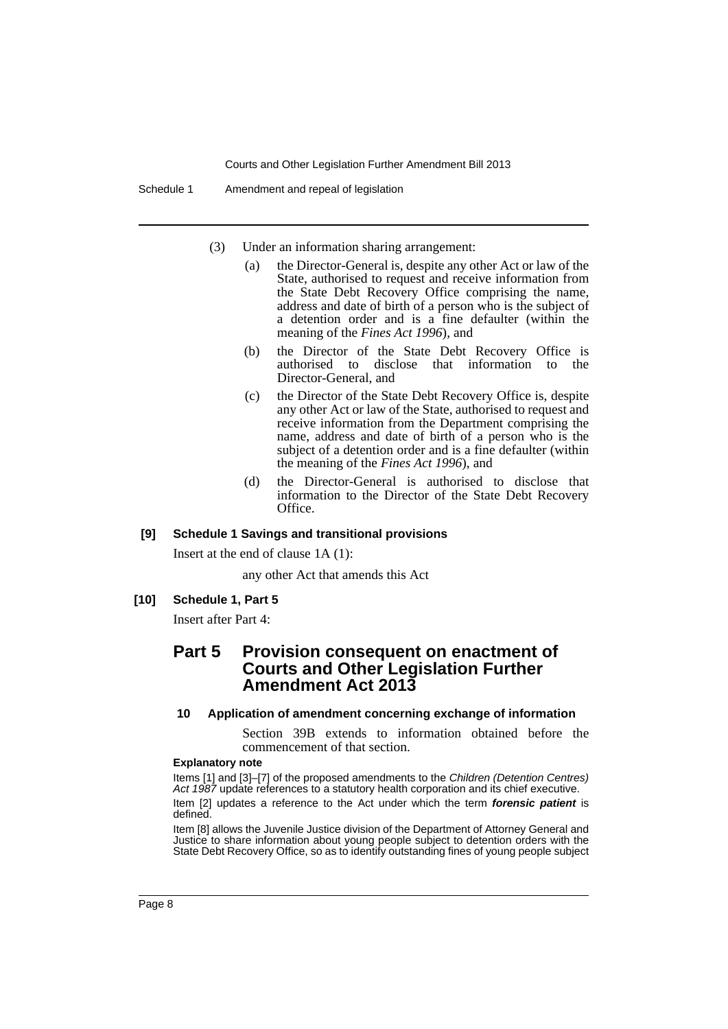(3) Under an information sharing arrangement:

(a) the Director-General is, despite any other Act or law of the State, authorised to request and receive information from the State Debt Recovery Office comprising the name, address and date of birth of a person who is the subject of a detention order and is a fine defaulter (within the meaning of the *Fines Act 1996*), and

(b) the Director of the State Debt Recovery Office is authorised to disclose that information to the Director-General, and

(c) the Director of the State Debt Recovery Office is, despite any other Act or law of the State, authorised to request and receive information from the Department comprising the name, address and date of birth of a person who is the subject of a detention order and is a fine defaulter (within the meaning of the *Fines Act 1996*), and

(d) the Director-General is authorised to disclose that information to the Director of the State Debt Recovery Office.

**[9] Schedule 1 Savings and transitional provisions**

Insert at the end of clause 1A (1):

any other Act that amends this Act

**[10] Schedule 1, Part 5**

Insert after Part 4:

## Part 5 Provision consequent on enactment of Courts and Other Legislation Further Amendment Act 2013

### 10 Application of amendment concerning exchange of information

Section 39B extends to information obtained before the commencement of that section.

**Explanatory note**

Items [1] and [3]–[7] of the proposed amendments to the *Children (Detention Centres) Act 1987* update references to a statutory health corporation and its chief executive.

Item [2] updates a reference to the Act under which the term ***forensic patient*** is defined.

Item [8] allows the Juvenile Justice division of the Department of Attorney General and Justice to share information about young people subject to detention orders with the State Debt Recovery Office, so as to identify outstanding fines of young people subject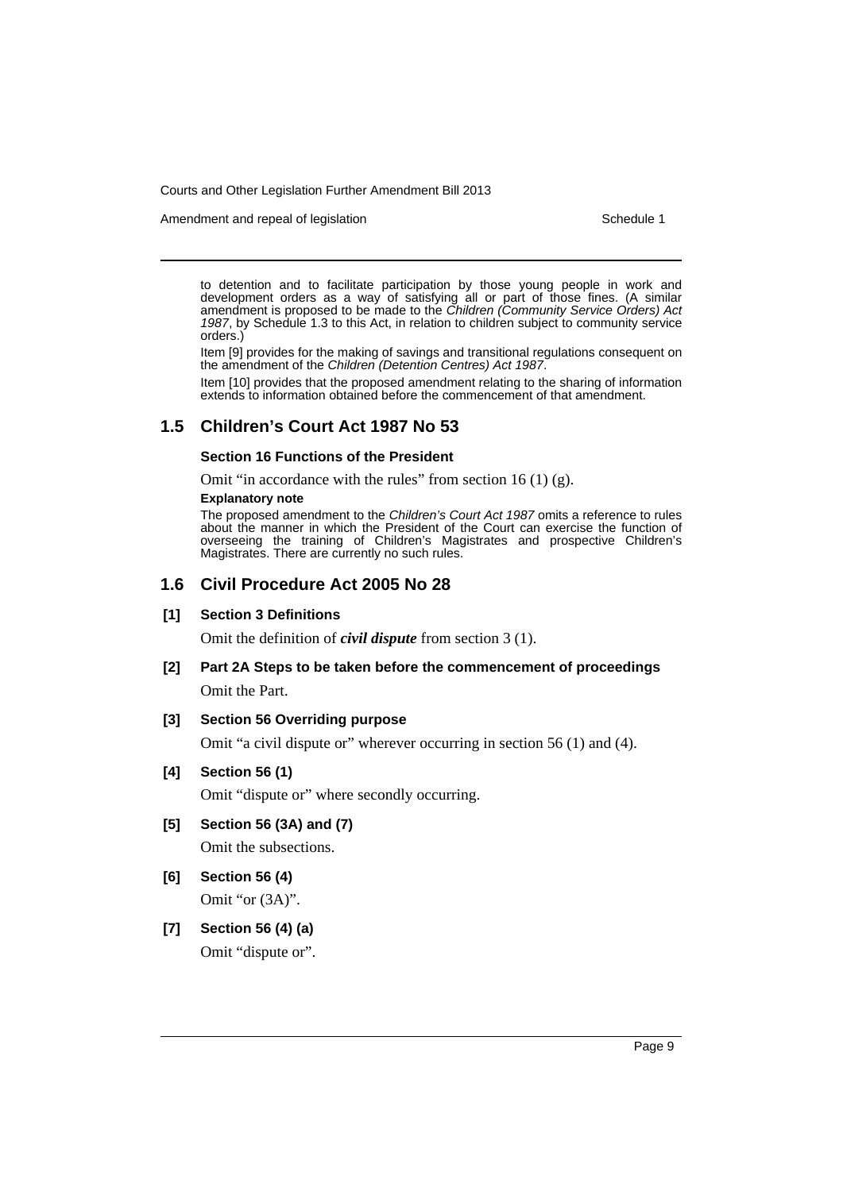to detention and to facilitate participation by those young people in work and development orders as a way of satisfying all or part of those fines. (A similar amendment is proposed to be made to the *Children (Community Service Orders) Act 1987*, by Schedule 1.3 to this Act, in relation to children subject to community service orders.)

Item [9] provides for the making of savings and transitional regulations consequent on the amendment of the *Children (Detention Centres) Act 1987*.

Item [10] provides that the proposed amendment relating to the sharing of information extends to information obtained before the commencement of that amendment.

## 1.5 Children's Court Act 1987 No 53

**Section 16 Functions of the President**

Omit "in accordance with the rules" from section 16 (1) (g).

**Explanatory note**

The proposed amendment to the *Children's Court Act 1987* omits a reference to rules about the manner in which the President of the Court can exercise the function of overseeing the training of Children's Magistrates and prospective Children's Magistrates. There are currently no such rules.

## 1.6 Civil Procedure Act 2005 No 28

**[1] Section 3 Definitions**

Omit the definition of ***civil dispute*** from section 3 (1).

**[2] Part 2A Steps to be taken before the commencement of proceedings**

Omit the Part.

**[3] Section 56 Overriding purpose**

Omit "a civil dispute or" wherever occurring in section 56 (1) and (4).

**[4] Section 56 (1)**

Omit "dispute or" where secondly occurring.

**[5] Section 56 (3A) and (7)**

Omit the subsections.

**[6] Section 56 (4)**

Omit "or (3A)".

**[7] Section 56 (4) (a)**

Omit "dispute or".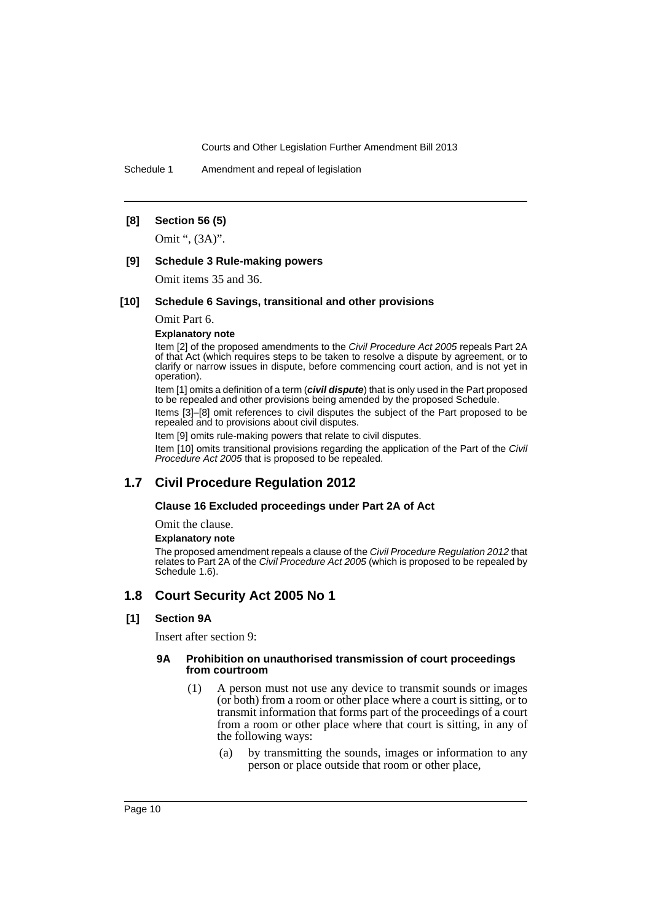**[8] Section 56 (5)**

Omit ", (3A)".

**[9] Schedule 3 Rule-making powers**

Omit items 35 and 36.

**[10] Schedule 6 Savings, transitional and other provisions**

Omit Part 6.

**Explanatory note**

Item [2] of the proposed amendments to the *Civil Procedure Act 2005* repeals Part 2A of that Act (which requires steps to be taken to resolve a dispute by agreement, or to clarify or narrow issues in dispute, before commencing court action, and is not yet in operation).

Item [1] omits a definition of a term (***civil dispute***) that is only used in the Part proposed to be repealed and other provisions being amended by the proposed Schedule.

Items [3]–[8] omit references to civil disputes the subject of the Part proposed to be repealed and to provisions about civil disputes.

Item [9] omits rule-making powers that relate to civil disputes.

Item [10] omits transitional provisions regarding the application of the Part of the *Civil Procedure Act 2005* that is proposed to be repealed.

## 1.7 Civil Procedure Regulation 2012

**Clause 16 Excluded proceedings under Part 2A of Act**

Omit the clause.

**Explanatory note**

The proposed amendment repeals a clause of the *Civil Procedure Regulation 2012* that relates to Part 2A of the *Civil Procedure Act 2005* (which is proposed to be repealed by Schedule 1.6).

## 1.8 Court Security Act 2005 No 1

**[1] Section 9A**

Insert after section 9:

**9A Prohibition on unauthorised transmission of court proceedings from courtroom**

(1) A person must not use any device to transmit sounds or images (or both) from a room or other place where a court is sitting, or to transmit information that forms part of the proceedings of a court from a room or other place where that court is sitting, in any of the following ways:

(a) by transmitting the sounds, images or information to any person or place outside that room or other place,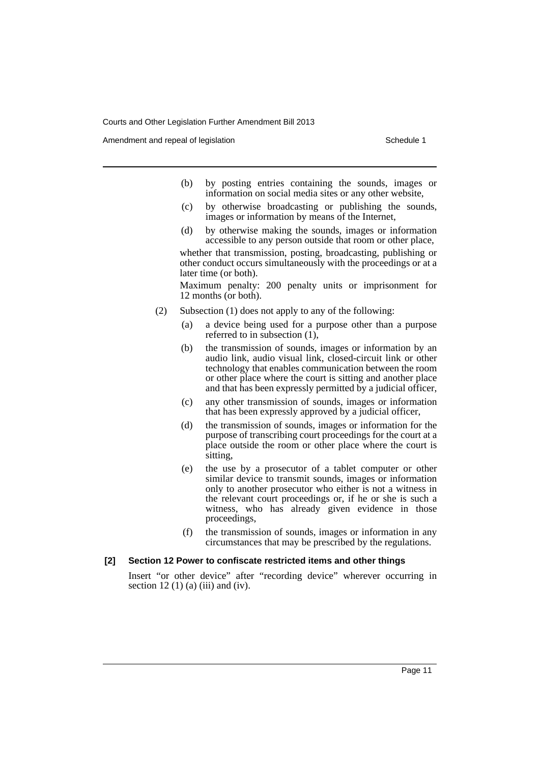(b) by posting entries containing the sounds, images or information on social media sites or any other website,

(c) by otherwise broadcasting or publishing the sounds, images or information by means of the Internet,

(d) by otherwise making the sounds, images or information accessible to any person outside that room or other place,

whether that transmission, posting, broadcasting, publishing or other conduct occurs simultaneously with the proceedings or at a later time (or both).

Maximum penalty: 200 penalty units or imprisonment for 12 months (or both).

(2) Subsection (1) does not apply to any of the following:

(a) a device being used for a purpose other than a purpose referred to in subsection (1),

(b) the transmission of sounds, images or information by an audio link, audio visual link, closed-circuit link or other technology that enables communication between the room or other place where the court is sitting and another place and that has been expressly permitted by a judicial officer,

(c) any other transmission of sounds, images or information that has been expressly approved by a judicial officer,

(d) the transmission of sounds, images or information for the purpose of transcribing court proceedings for the court at a place outside the room or other place where the court is sitting,

(e) the use by a prosecutor of a tablet computer or other similar device to transmit sounds, images or information only to another prosecutor who either is not a witness in the relevant court proceedings or, if he or she is such a witness, who has already given evidence in those proceedings,

(f) the transmission of sounds, images or information in any circumstances that may be prescribed by the regulations.

**[2] Section 12 Power to confiscate restricted items and other things**

Insert "or other device" after "recording device" wherever occurring in section 12 (1) (a) (iii) and (iv).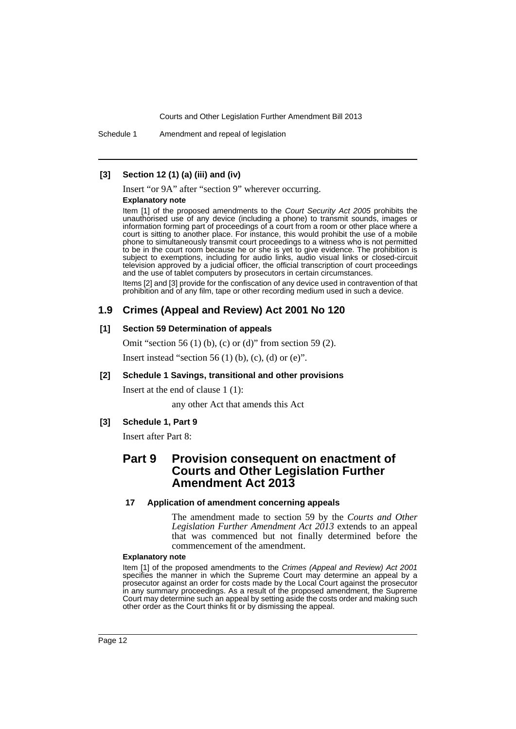#### [3] Section 12 (1) (a) (iii) and (iv)

Insert "or 9A" after "section 9" wherever occurring.

**Explanatory note**

Item [1] of the proposed amendments to the *Court Security Act 2005* prohibits the unauthorised use of any device (including a phone) to transmit sounds, images or information forming part of proceedings of a court from a room or other place where a court is sitting to another place. For instance, this would prohibit the use of a mobile phone to simultaneously transmit court proceedings to a witness who is not permitted to be in the court room because he or she is yet to give evidence. The prohibition is subject to exemptions, including for audio links, audio visual links or closed-circuit television approved by a judicial officer, the official transcription of court proceedings and the use of tablet computers by prosecutors in certain circumstances.

Items [2] and [3] provide for the confiscation of any device used in contravention of that prohibition and of any film, tape or other recording medium used in such a device.

## 1.9 Crimes (Appeal and Review) Act 2001 No 120

#### [1] Section 59 Determination of appeals

Omit "section 56 (1) (b), (c) or (d)" from section 59 (2).

Insert instead "section 56 (1) (b), (c), (d) or (e)".

#### [2] Schedule 1 Savings, transitional and other provisions

Insert at the end of clause 1 (1):

any other Act that amends this Act

#### [3] Schedule 1, Part 9

Insert after Part 8:

## Part 9 Provision consequent on enactment of Courts and Other Legislation Further Amendment Act 2013

#### 17 Application of amendment concerning appeals

The amendment made to section 59 by the *Courts and Other Legislation Further Amendment Act 2013* extends to an appeal that was commenced but not finally determined before the commencement of the amendment.

**Explanatory note**

Item [1] of the proposed amendments to the *Crimes (Appeal and Review) Act 2001* specifies the manner in which the Supreme Court may determine an appeal by a prosecutor against an order for costs made by the Local Court against the prosecutor in any summary proceedings. As a result of the proposed amendment, the Supreme Court may determine such an appeal by setting aside the costs order and making such other order as the Court thinks fit or by dismissing the appeal.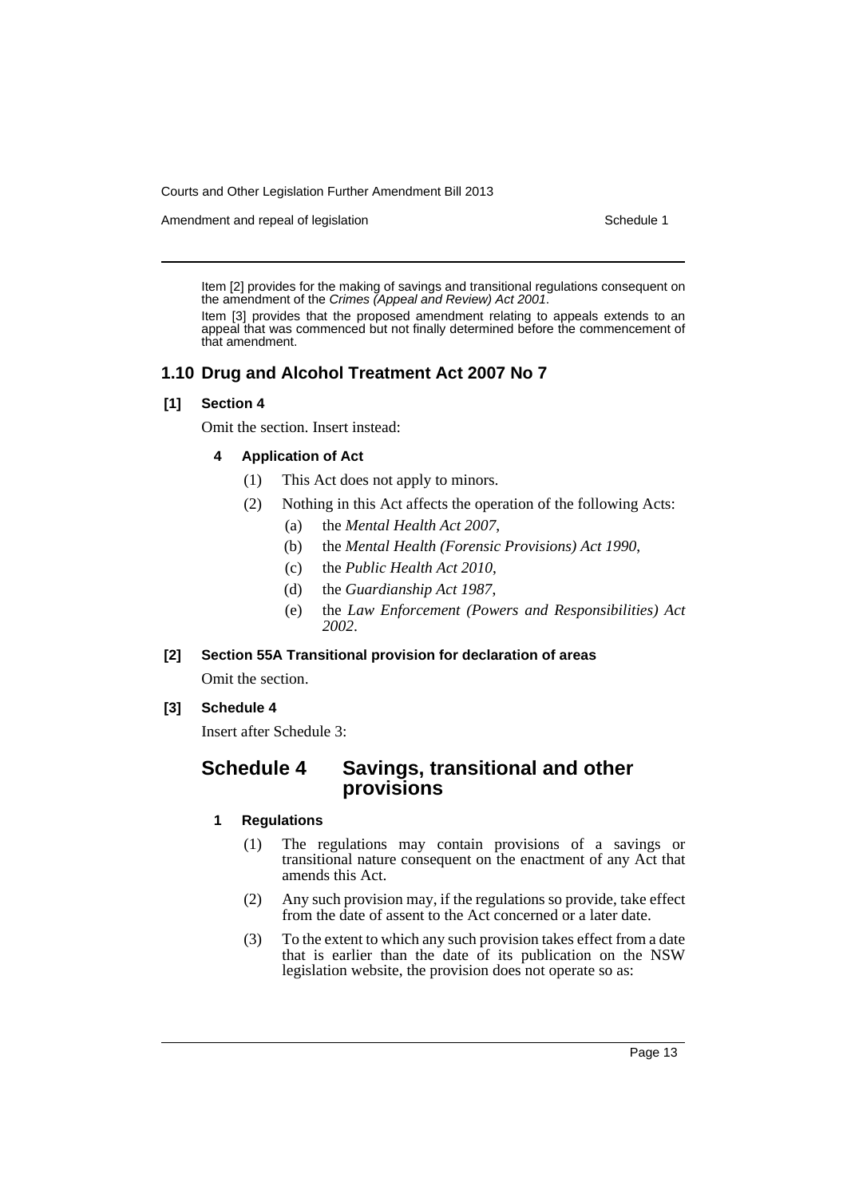Item [2] provides for the making of savings and transitional regulations consequent on the amendment of the *Crimes (Appeal and Review) Act 2001*.

Item [3] provides that the proposed amendment relating to appeals extends to an appeal that was commenced but not finally determined before the commencement of that amendment.

## 1.10 Drug and Alcohol Treatment Act 2007 No 7

**[1] Section 4**

Omit the section. Insert instead:

**4 Application of Act**

(1) This Act does not apply to minors.

(2) Nothing in this Act affects the operation of the following Acts:

(a) the *Mental Health Act 2007*,

(b) the *Mental Health (Forensic Provisions) Act 1990*,

(c) the *Public Health Act 2010*,

(d) the *Guardianship Act 1987*,

(e) the *Law Enforcement (Powers and Responsibilities) Act 2002*.

**[2] Section 55A Transitional provision for declaration of areas**

Omit the section.

**[3] Schedule 4**

Insert after Schedule 3:

## Schedule 4 Savings, transitional and other provisions

**1 Regulations**

(1) The regulations may contain provisions of a savings or transitional nature consequent on the enactment of any Act that amends this Act.

(2) Any such provision may, if the regulations so provide, take effect from the date of assent to the Act concerned or a later date.

(3) To the extent to which any such provision takes effect from a date that is earlier than the date of its publication on the NSW legislation website, the provision does not operate so as: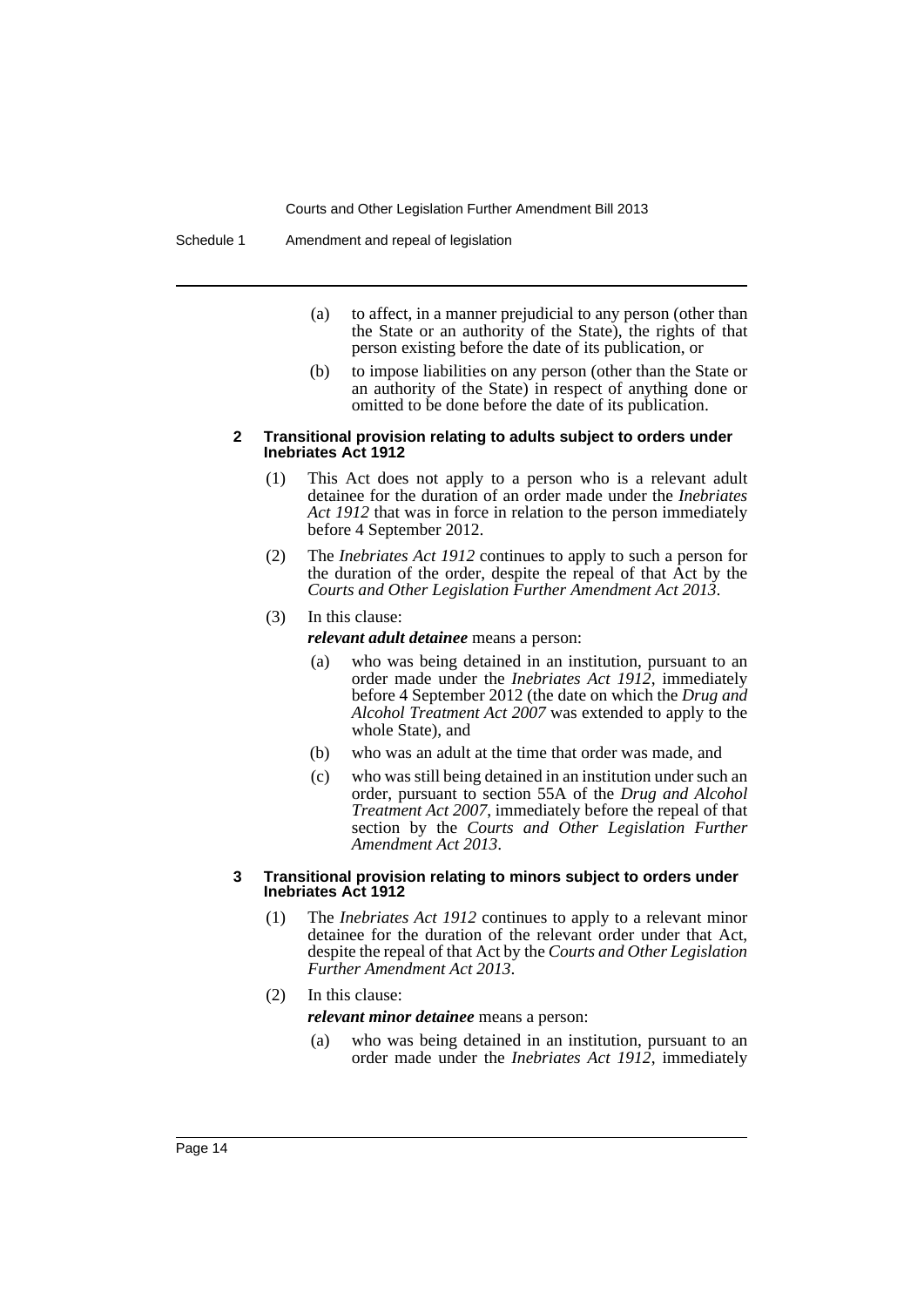(a) to affect, in a manner prejudicial to any person (other than the State or an authority of the State), the rights of that person existing before the date of its publication, or

(b) to impose liabilities on any person (other than the State or an authority of the State) in respect of anything done or omitted to be done before the date of its publication.

### 2 Transitional provision relating to adults subject to orders under Inebriates Act 1912

(1) This Act does not apply to a person who is a relevant adult detainee for the duration of an order made under the *Inebriates Act 1912* that was in force in relation to the person immediately before 4 September 2012.

(2) The *Inebriates Act 1912* continues to apply to such a person for the duration of the order, despite the repeal of that Act by the *Courts and Other Legislation Further Amendment Act 2013*.

(3) In this clause:

***relevant adult detainee*** means a person:

(a) who was being detained in an institution, pursuant to an order made under the *Inebriates Act 1912*, immediately before 4 September 2012 (the date on which the *Drug and Alcohol Treatment Act 2007* was extended to apply to the whole State), and

(b) who was an adult at the time that order was made, and

(c) who was still being detained in an institution under such an order, pursuant to section 55A of the *Drug and Alcohol Treatment Act 2007*, immediately before the repeal of that section by the *Courts and Other Legislation Further Amendment Act 2013*.

### 3 Transitional provision relating to minors subject to orders under Inebriates Act 1912

(1) The *Inebriates Act 1912* continues to apply to a relevant minor detainee for the duration of the relevant order under that Act, despite the repeal of that Act by the *Courts and Other Legislation Further Amendment Act 2013*.

(2) In this clause:

***relevant minor detainee*** means a person:

(a) who was being detained in an institution, pursuant to an order made under the *Inebriates Act 1912*, immediately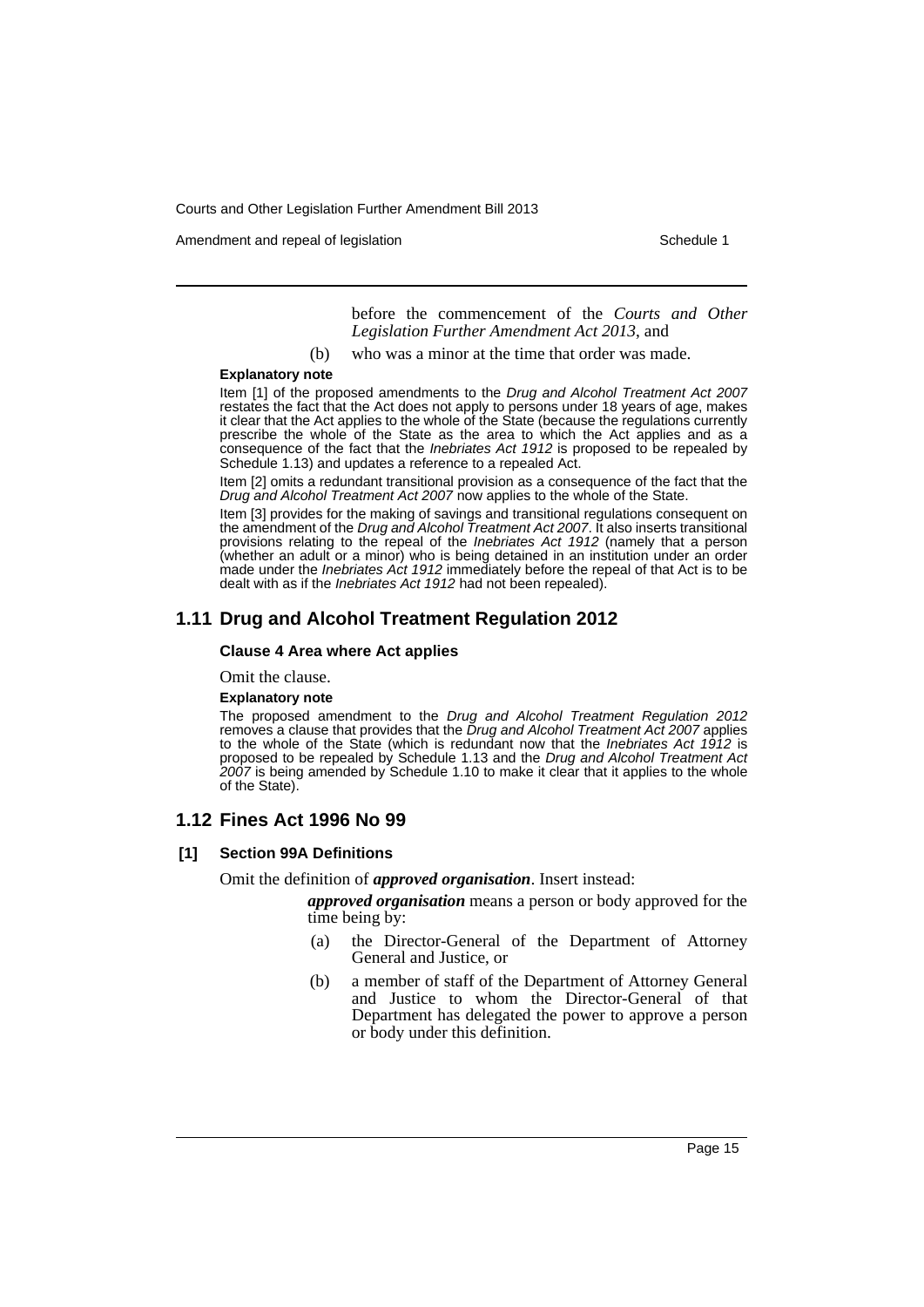before the commencement of the *Courts and Other Legislation Further Amendment Act 2013*, and

(b) who was a minor at the time that order was made.

**Explanatory note**

Item [1] of the proposed amendments to the *Drug and Alcohol Treatment Act 2007* restates the fact that the Act does not apply to persons under 18 years of age, makes it clear that the Act applies to the whole of the State (because the regulations currently prescribe the whole of the State as the area to which the Act applies and as a consequence of the fact that the *Inebriates Act 1912* is proposed to be repealed by Schedule 1.13) and updates a reference to a repealed Act.

Item [2] omits a redundant transitional provision as a consequence of the fact that the *Drug and Alcohol Treatment Act 2007* now applies to the whole of the State.

Item [3] provides for the making of savings and transitional regulations consequent on the amendment of the *Drug and Alcohol Treatment Act 2007*. It also inserts transitional provisions relating to the repeal of the *Inebriates Act 1912* (namely that a person (whether an adult or a minor) who is being detained in an institution under an order made under the *Inebriates Act 1912* immediately before the repeal of that Act is to be dealt with as if the *Inebriates Act 1912* had not been repealed).

## 1.11 Drug and Alcohol Treatment Regulation 2012

**Clause 4 Area where Act applies**

Omit the clause.

**Explanatory note**

The proposed amendment to the *Drug and Alcohol Treatment Regulation 2012* removes a clause that provides that the *Drug and Alcohol Treatment Act 2007* applies to the whole of the State (which is redundant now that the *Inebriates Act 1912* is proposed to be repealed by Schedule 1.13 and the *Drug and Alcohol Treatment Act 2007* is being amended by Schedule 1.10 to make it clear that it applies to the whole of the State).

## 1.12 Fines Act 1996 No 99

**[1] Section 99A Definitions**

Omit the definition of ***approved organisation***. Insert instead:

***approved organisation*** means a person or body approved for the time being by:

(a) the Director-General of the Department of Attorney General and Justice, or

(b) a member of staff of the Department of Attorney General and Justice to whom the Director-General of that Department has delegated the power to approve a person or body under this definition.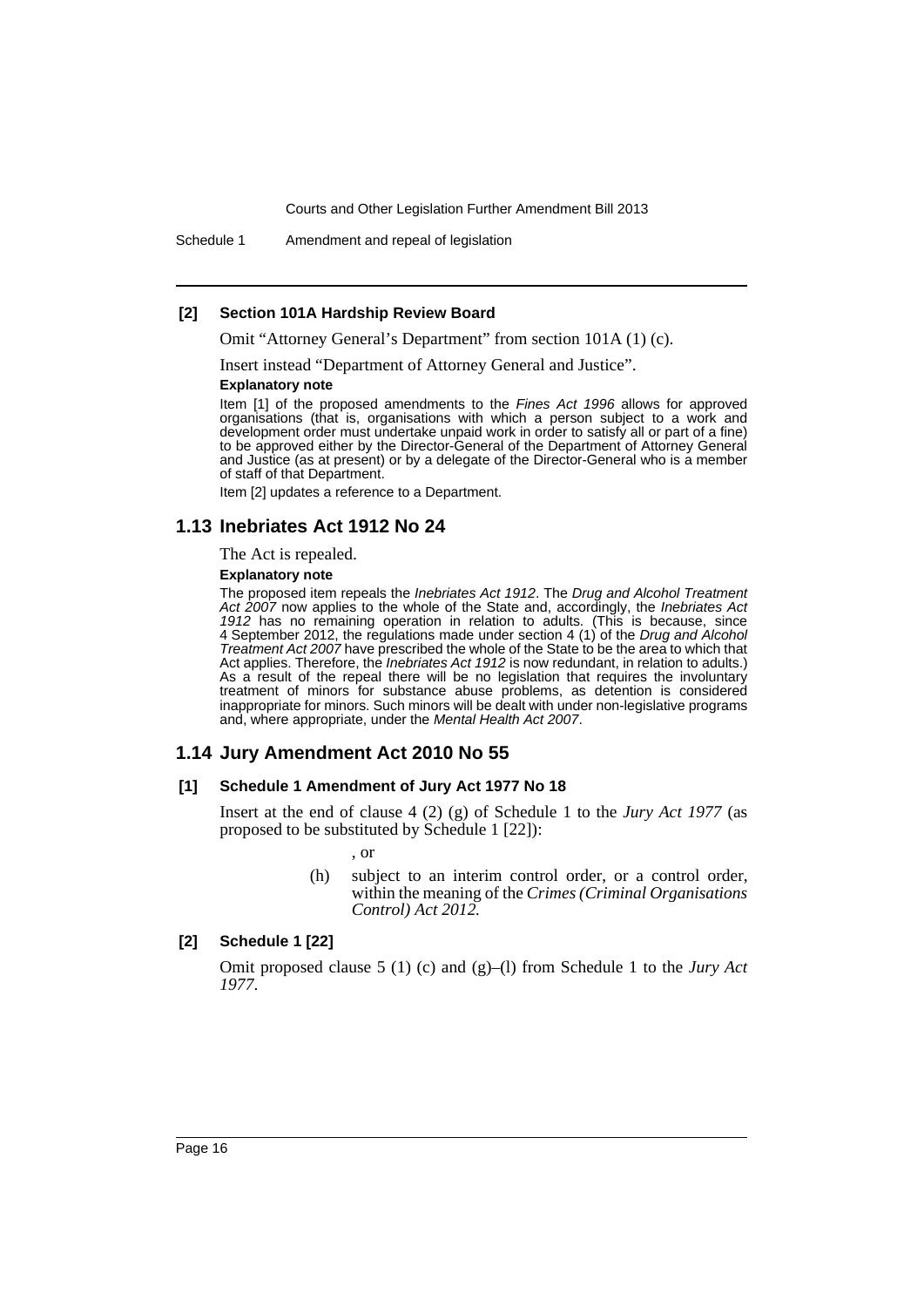**[2] Section 101A Hardship Review Board**

Omit "Attorney General's Department" from section 101A (1) (c).

Insert instead "Department of Attorney General and Justice".

**Explanatory note**

Item [1] of the proposed amendments to the *Fines Act 1996* allows for approved organisations (that is, organisations with which a person subject to a work and development order must undertake unpaid work in order to satisfy all or part of a fine) to be approved either by the Director-General of the Department of Attorney General and Justice (as at present) or by a delegate of the Director-General who is a member of staff of that Department.

Item [2] updates a reference to a Department.

## 1.13 Inebriates Act 1912 No 24

The Act is repealed.

**Explanatory note**

The proposed item repeals the *Inebriates Act 1912*. The *Drug and Alcohol Treatment Act 2007* now applies to the whole of the State and, accordingly, the *Inebriates Act 1912* has no remaining operation in relation to adults. (This is because, since 4 September 2012, the regulations made under section 4 (1) of the *Drug and Alcohol Treatment Act 2007* have prescribed the whole of the State to be the area to which that Act applies. Therefore, the *Inebriates Act 1912* is now redundant, in relation to adults.) As a result of the repeal there will be no legislation that requires the involuntary treatment of minors for substance abuse problems, as detention is considered inappropriate for minors. Such minors will be dealt with under non-legislative programs and, where appropriate, under the *Mental Health Act 2007*.

## 1.14 Jury Amendment Act 2010 No 55

**[1] Schedule 1 Amendment of Jury Act 1977 No 18**

Insert at the end of clause 4 (2) (g) of Schedule 1 to the *Jury Act 1977* (as proposed to be substituted by Schedule 1 [22]):

, or

(h) subject to an interim control order, or a control order, within the meaning of the *Crimes (Criminal Organisations Control) Act 2012*.

**[2] Schedule 1 [22]**

Omit proposed clause 5 (1) (c) and (g)–(l) from Schedule 1 to the *Jury Act 1977*.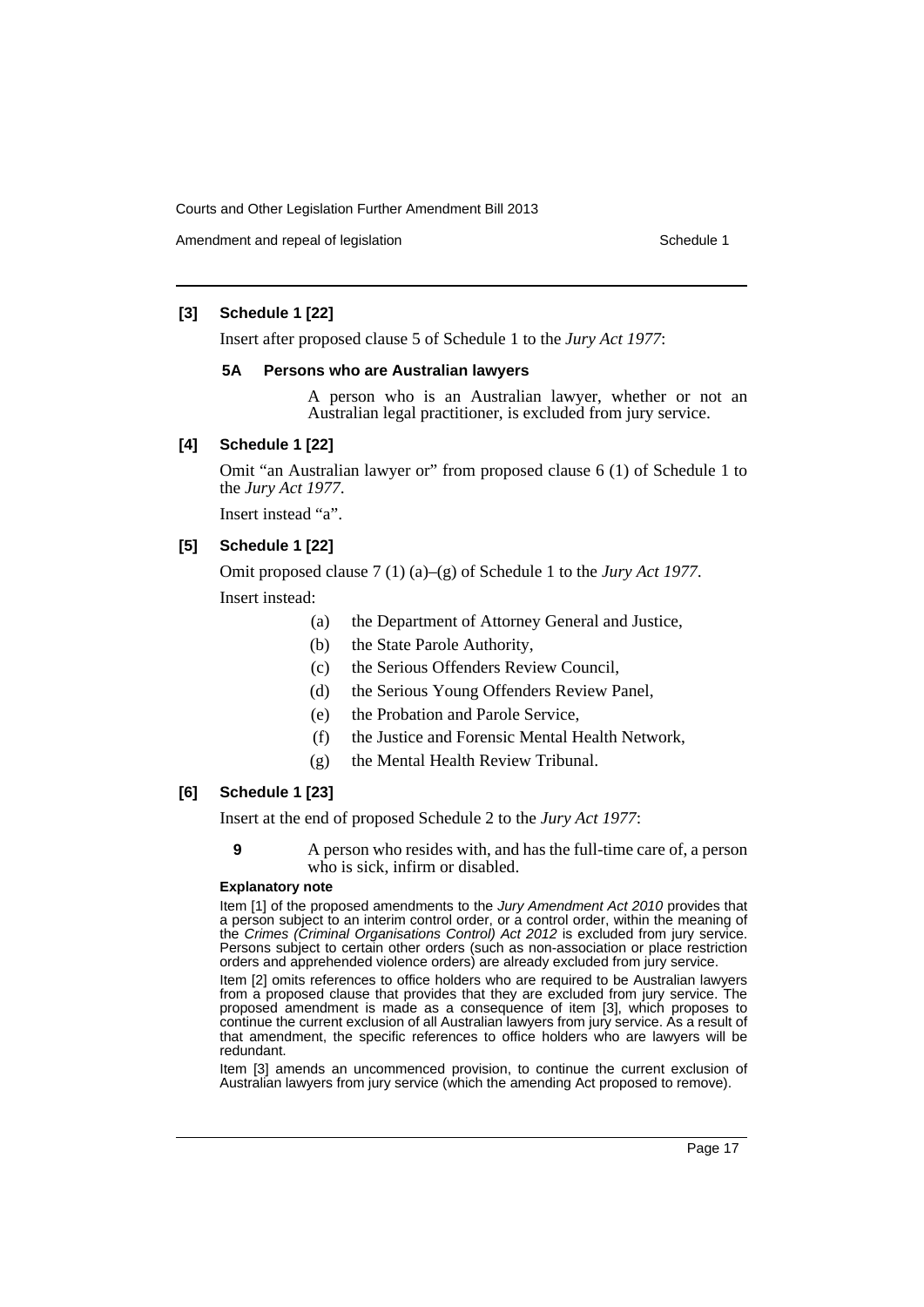**[3] Schedule 1 [22]**

Insert after proposed clause 5 of Schedule 1 to the *Jury Act 1977*:

**5A Persons who are Australian lawyers**

A person who is an Australian lawyer, whether or not an Australian legal practitioner, is excluded from jury service.

**[4] Schedule 1 [22]**

Omit "an Australian lawyer or" from proposed clause 6 (1) of Schedule 1 to the *Jury Act 1977*.

Insert instead "a".

**[5] Schedule 1 [22]**

Omit proposed clause 7 (1) (a)–(g) of Schedule 1 to the *Jury Act 1977*.

Insert instead:

- (a) the Department of Attorney General and Justice,
- (b) the State Parole Authority,
- (c) the Serious Offenders Review Council,
- (d) the Serious Young Offenders Review Panel,
- (e) the Probation and Parole Service,
- (f) the Justice and Forensic Mental Health Network,
- (g) the Mental Health Review Tribunal.

**[6] Schedule 1 [23]**

Insert at the end of proposed Schedule 2 to the *Jury Act 1977*:

**9** A person who resides with, and has the full-time care of, a person who is sick, infirm or disabled.

**Explanatory note**

Item [1] of the proposed amendments to the *Jury Amendment Act 2010* provides that a person subject to an interim control order, or a control order, within the meaning of the *Crimes (Criminal Organisations Control) Act 2012* is excluded from jury service. Persons subject to certain other orders (such as non-association or place restriction orders and apprehended violence orders) are already excluded from jury service.

Item [2] omits references to office holders who are required to be Australian lawyers from a proposed clause that provides that they are excluded from jury service. The proposed amendment is made as a consequence of item [3], which proposes to continue the current exclusion of all Australian lawyers from jury service. As a result of that amendment, the specific references to office holders who are lawyers will be redundant.

Item [3] amends an uncommenced provision, to continue the current exclusion of Australian lawyers from jury service (which the amending Act proposed to remove).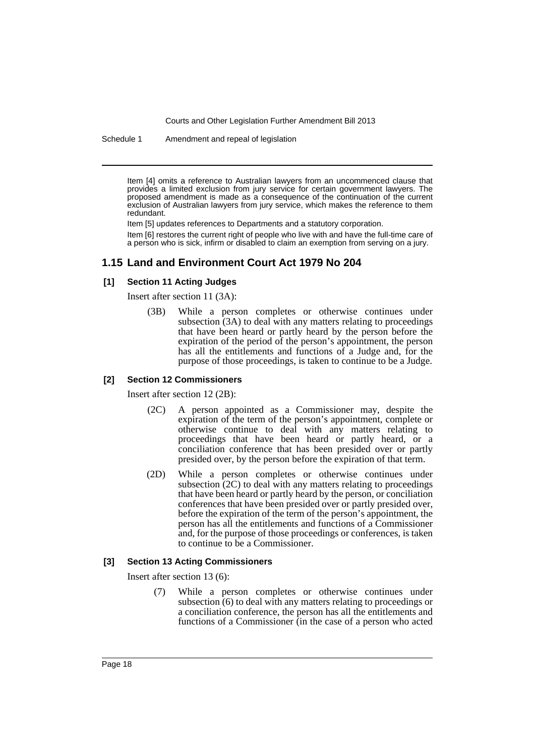Item [4] omits a reference to Australian lawyers from an uncommenced clause that provides a limited exclusion from jury service for certain government lawyers. The proposed amendment is made as a consequence of the continuation of the current exclusion of Australian lawyers from jury service, which makes the reference to them redundant.

Item [5] updates references to Departments and a statutory corporation.

Item [6] restores the current right of people who live with and have the full-time care of a person who is sick, infirm or disabled to claim an exemption from serving on a jury.

## 1.15 Land and Environment Court Act 1979 No 204

### [1] Section 11 Acting Judges

Insert after section 11 (3A):

> (3B) While a person completes or otherwise continues under subsection (3A) to deal with any matters relating to proceedings that have been heard or partly heard by the person before the expiration of the period of the person's appointment, the person has all the entitlements and functions of a Judge and, for the purpose of those proceedings, is taken to continue to be a Judge.

### [2] Section 12 Commissioners

Insert after section 12 (2B):

> (2C) A person appointed as a Commissioner may, despite the expiration of the term of the person's appointment, complete or otherwise continue to deal with any matters relating to proceedings that have been heard or partly heard, or a conciliation conference that has been presided over or partly presided over, by the person before the expiration of that term.
>
> (2D) While a person completes or otherwise continues under subsection (2C) to deal with any matters relating to proceedings that have been heard or partly heard by the person, or conciliation conferences that have been presided over or partly presided over, before the expiration of the term of the person's appointment, the person has all the entitlements and functions of a Commissioner and, for the purpose of those proceedings or conferences, is taken to continue to be a Commissioner.

### [3] Section 13 Acting Commissioners

Insert after section 13 (6):

> (7) While a person completes or otherwise continues under subsection (6) to deal with any matters relating to proceedings or a conciliation conference, the person has all the entitlements and functions of a Commissioner (in the case of a person who acted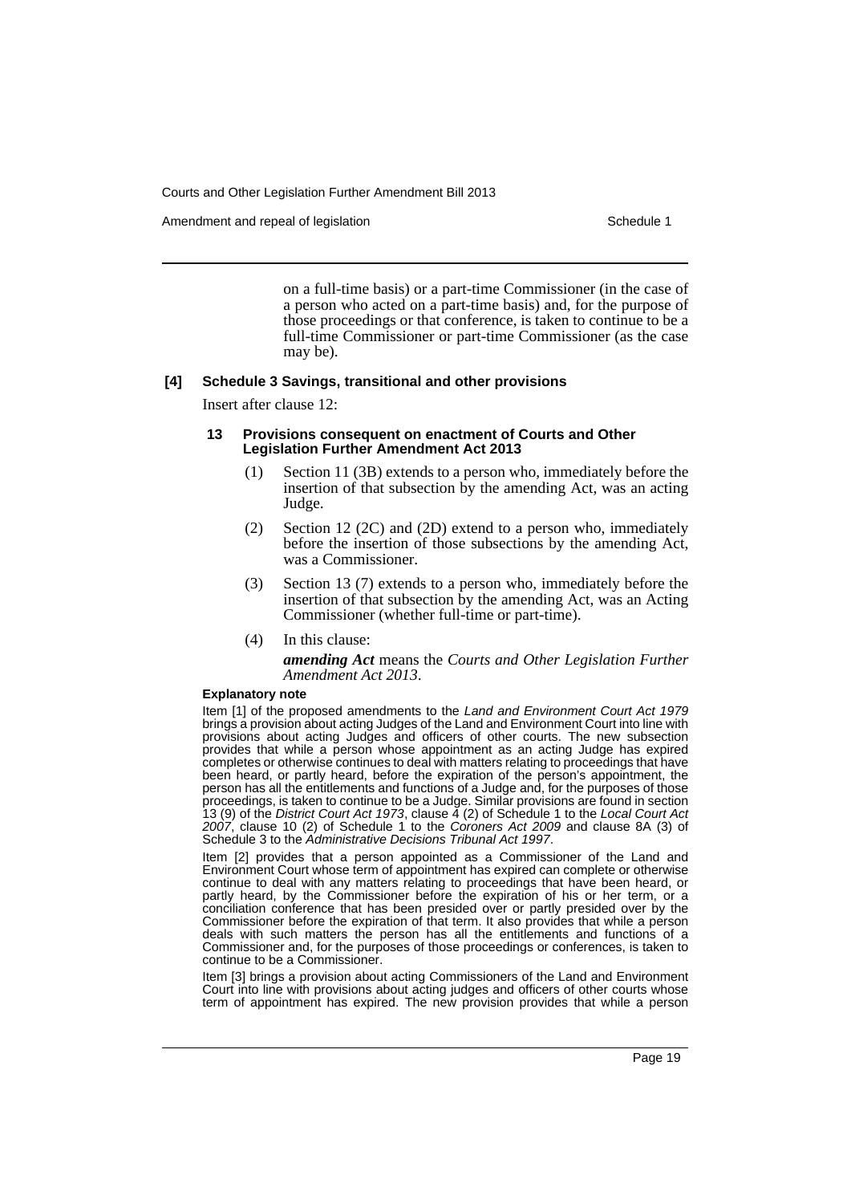on a full-time basis) or a part-time Commissioner (in the case of a person who acted on a part-time basis) and, for the purpose of those proceedings or that conference, is taken to continue to be a full-time Commissioner or part-time Commissioner (as the case may be).

### [4] Schedule 3 Savings, transitional and other provisions

Insert after clause 12:

#### 13 Provisions consequent on enactment of Courts and Other Legislation Further Amendment Act 2013

(1) Section 11 (3B) extends to a person who, immediately before the insertion of that subsection by the amending Act, was an acting Judge.

(2) Section 12 (2C) and (2D) extend to a person who, immediately before the insertion of those subsections by the amending Act, was a Commissioner.

(3) Section 13 (7) extends to a person who, immediately before the insertion of that subsection by the amending Act, was an Acting Commissioner (whether full-time or part-time).

(4) In this clause:

***amending Act*** means the *Courts and Other Legislation Further Amendment Act 2013*.

**Explanatory note**

Item [1] of the proposed amendments to the *Land and Environment Court Act 1979* brings a provision about acting Judges of the Land and Environment Court into line with provisions about acting Judges and officers of other courts. The new subsection provides that while a person whose appointment as an acting Judge has expired completes or otherwise continues to deal with matters relating to proceedings that have been heard, or partly heard, before the expiration of the person's appointment, the person has all the entitlements and functions of a Judge and, for the purposes of those proceedings, is taken to continue to be a Judge. Similar provisions are found in section 13 (9) of the *District Court Act 1973*, clause 4 (2) of Schedule 1 to the *Local Court Act 2007*, clause 10 (2) of Schedule 1 to the *Coroners Act 2009* and clause 8A (3) of Schedule 3 to the *Administrative Decisions Tribunal Act 1997*.

Item [2] provides that a person appointed as a Commissioner of the Land and Environment Court whose term of appointment has expired can complete or otherwise continue to deal with any matters relating to proceedings that have been heard, or partly heard, by the Commissioner before the expiration of his or her term, or a conciliation conference that has been presided over or partly presided over by the Commissioner before the expiration of that term. It also provides that while a person deals with such matters the person has all the entitlements and functions of a Commissioner and, for the purposes of those proceedings or conferences, is taken to continue to be a Commissioner.

Item [3] brings a provision about acting Commissioners of the Land and Environment Court into line with provisions about acting judges and officers of other courts whose term of appointment has expired. The new provision provides that while a person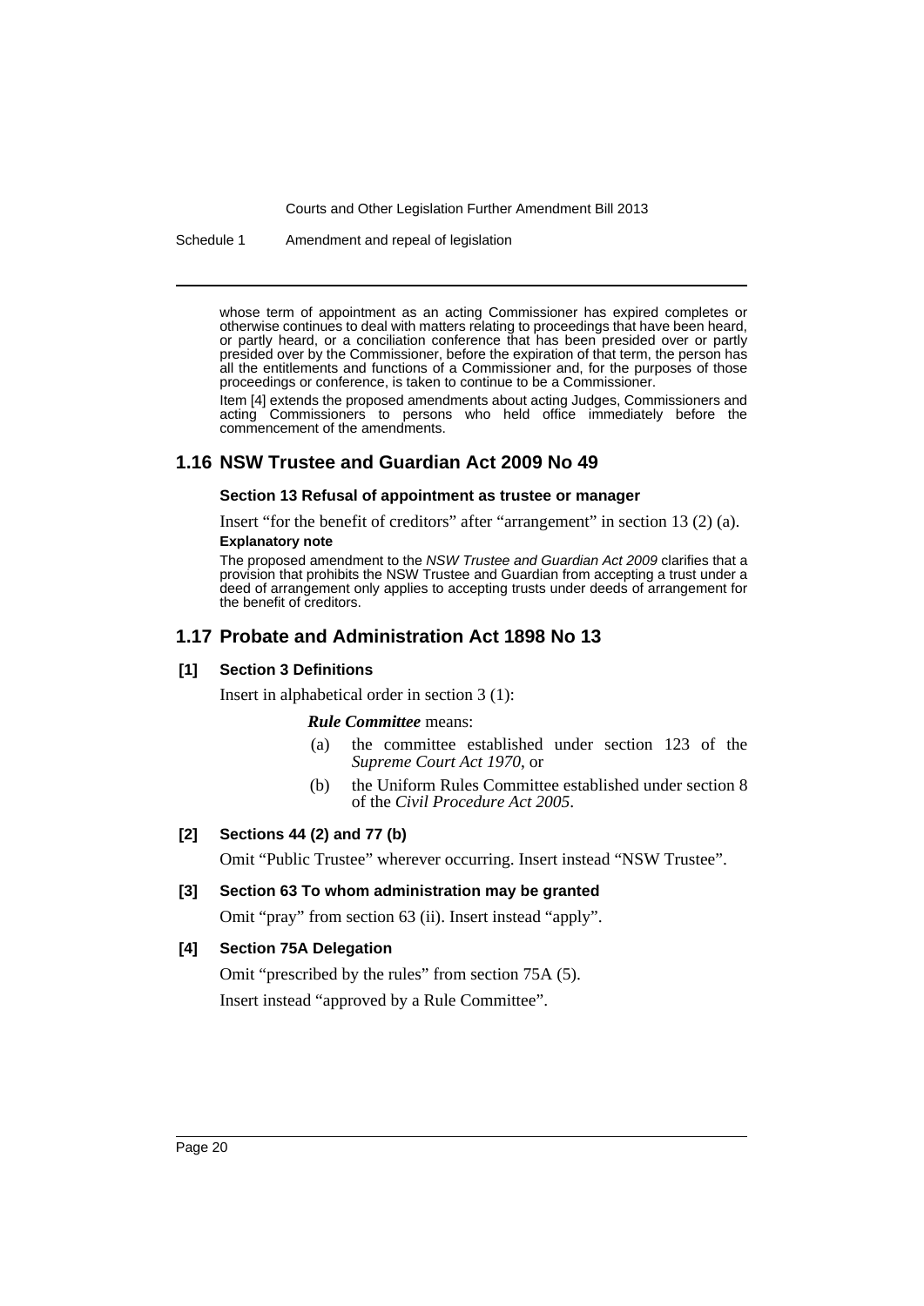whose term of appointment as an acting Commissioner has expired completes or otherwise continues to deal with matters relating to proceedings that have been heard, or partly heard, or a conciliation conference that has been presided over or partly presided over by the Commissioner, before the expiration of that term, the person has all the entitlements and functions of a Commissioner and, for the purposes of those proceedings or conference, is taken to continue to be a Commissioner.

Item [4] extends the proposed amendments about acting Judges, Commissioners and acting Commissioners to persons who held office immediately before the commencement of the amendments.

## 1.16 NSW Trustee and Guardian Act 2009 No 49

### Section 13 Refusal of appointment as trustee or manager

Insert "for the benefit of creditors" after "arrangement" in section 13 (2) (a).

**Explanatory note**

The proposed amendment to the *NSW Trustee and Guardian Act 2009* clarifies that a provision that prohibits the NSW Trustee and Guardian from accepting a trust under a deed of arrangement only applies to accepting trusts under deeds of arrangement for the benefit of creditors.

## 1.17 Probate and Administration Act 1898 No 13

### [1] Section 3 Definitions

Insert in alphabetical order in section 3 (1):

***Rule Committee*** means:

(a) the committee established under section 123 of the *Supreme Court Act 1970*, or

(b) the Uniform Rules Committee established under section 8 of the *Civil Procedure Act 2005*.

### [2] Sections 44 (2) and 77 (b)

Omit "Public Trustee" wherever occurring. Insert instead "NSW Trustee".

### [3] Section 63 To whom administration may be granted

Omit "pray" from section 63 (ii). Insert instead "apply".

### [4] Section 75A Delegation

Omit "prescribed by the rules" from section 75A (5).

Insert instead "approved by a Rule Committee".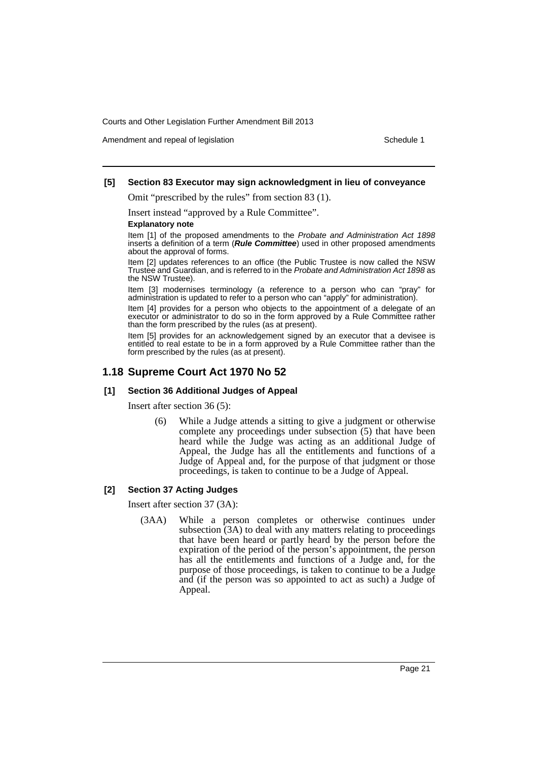**[5] Section 83 Executor may sign acknowledgment in lieu of conveyance**

Omit "prescribed by the rules" from section 83 (1).

Insert instead "approved by a Rule Committee".

**Explanatory note**

Item [1] of the proposed amendments to the *Probate and Administration Act 1898* inserts a definition of a term (***Rule Committee***) used in other proposed amendments about the approval of forms.

Item [2] updates references to an office (the Public Trustee is now called the NSW Trustee and Guardian, and is referred to in the *Probate and Administration Act 1898* as the NSW Trustee).

Item [3] modernises terminology (a reference to a person who can "pray" for administration is updated to refer to a person who can "apply" for administration).

Item [4] provides for a person who objects to the appointment of a delegate of an executor or administrator to do so in the form approved by a Rule Committee rather than the form prescribed by the rules (as at present).

Item [5] provides for an acknowledgement signed by an executor that a devisee is entitled to real estate to be in a form approved by a Rule Committee rather than the form prescribed by the rules (as at present).

## 1.18 Supreme Court Act 1970 No 52

**[1] Section 36 Additional Judges of Appeal**

Insert after section 36 (5):

(6) While a Judge attends a sitting to give a judgment or otherwise complete any proceedings under subsection (5) that have been heard while the Judge was acting as an additional Judge of Appeal, the Judge has all the entitlements and functions of a Judge of Appeal and, for the purpose of that judgment or those proceedings, is taken to continue to be a Judge of Appeal.

**[2] Section 37 Acting Judges**

Insert after section 37 (3A):

(3AA) While a person completes or otherwise continues under subsection (3A) to deal with any matters relating to proceedings that have been heard or partly heard by the person before the expiration of the period of the person's appointment, the person has all the entitlements and functions of a Judge and, for the purpose of those proceedings, is taken to continue to be a Judge and (if the person was so appointed to act as such) a Judge of Appeal.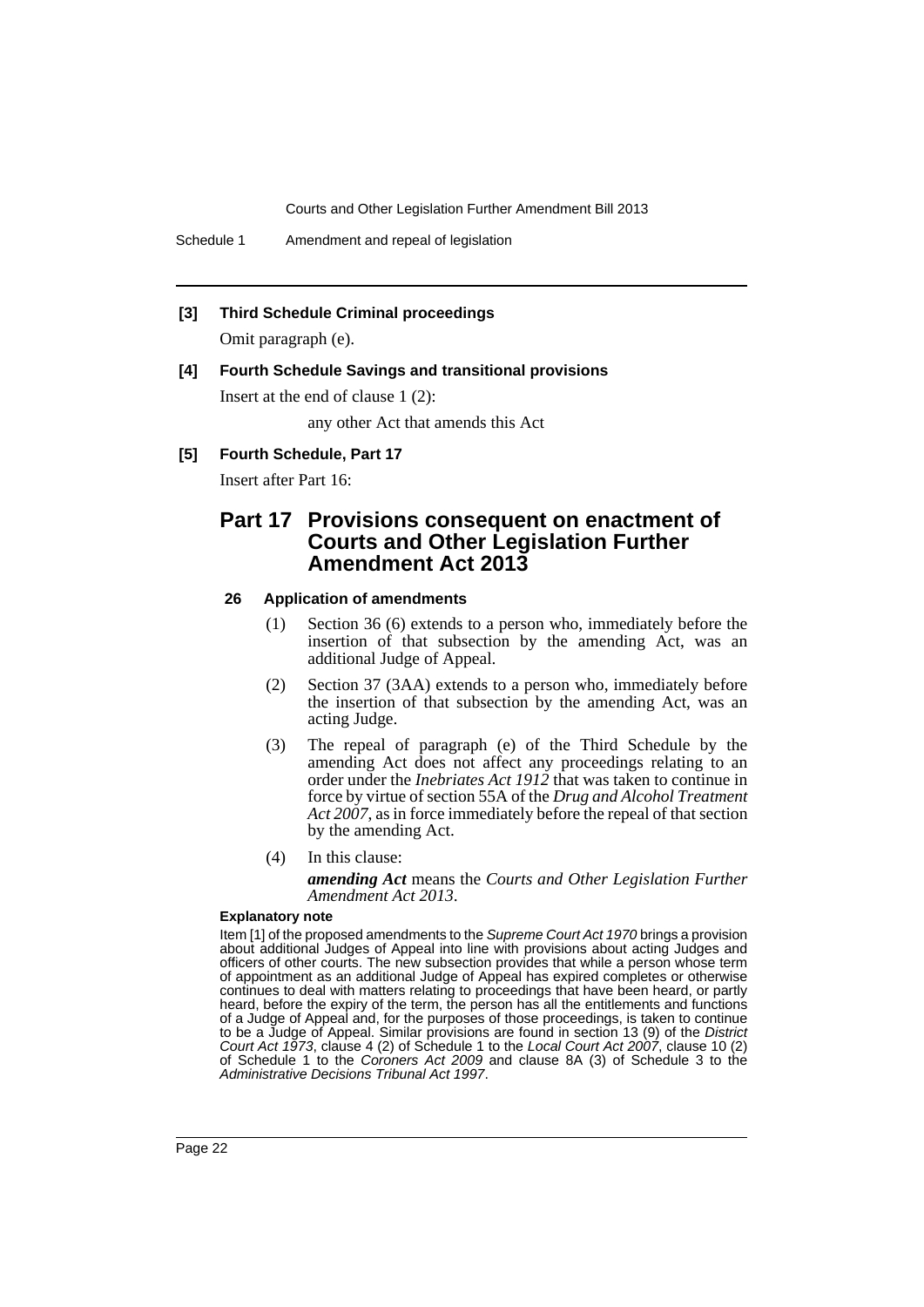**[3] Third Schedule Criminal proceedings**

Omit paragraph (e).

**[4] Fourth Schedule Savings and transitional provisions**

Insert at the end of clause 1 (2):

any other Act that amends this Act

**[5] Fourth Schedule, Part 17**

Insert after Part 16:

## Part 17 Provisions consequent on enactment of Courts and Other Legislation Further Amendment Act 2013

### 26 Application of amendments

(1) Section 36 (6) extends to a person who, immediately before the insertion of that subsection by the amending Act, was an additional Judge of Appeal.

(2) Section 37 (3AA) extends to a person who, immediately before the insertion of that subsection by the amending Act, was an acting Judge.

(3) The repeal of paragraph (e) of the Third Schedule by the amending Act does not affect any proceedings relating to an order under the *Inebriates Act 1912* that was taken to continue in force by virtue of section 55A of the *Drug and Alcohol Treatment Act 2007*, as in force immediately before the repeal of that section by the amending Act.

(4) In this clause:

***amending Act*** means the *Courts and Other Legislation Further Amendment Act 2013*.

**Explanatory note**

Item [1] of the proposed amendments to the *Supreme Court Act 1970* brings a provision about additional Judges of Appeal into line with provisions about acting Judges and officers of other courts. The new subsection provides that while a person whose term of appointment as an additional Judge of Appeal has expired completes or otherwise continues to deal with matters relating to proceedings that have been heard, or partly heard, before the expiry of the term, the person has all the entitlements and functions of a Judge of Appeal and, for the purposes of those proceedings, is taken to continue to be a Judge of Appeal. Similar provisions are found in section 13 (9) of the *District Court Act 1973*, clause 4 (2) of Schedule 1 to the *Local Court Act 2007*, clause 10 (2) of Schedule 1 to the *Coroners Act 2009* and clause 8A (3) of Schedule 3 to the *Administrative Decisions Tribunal Act 1997*.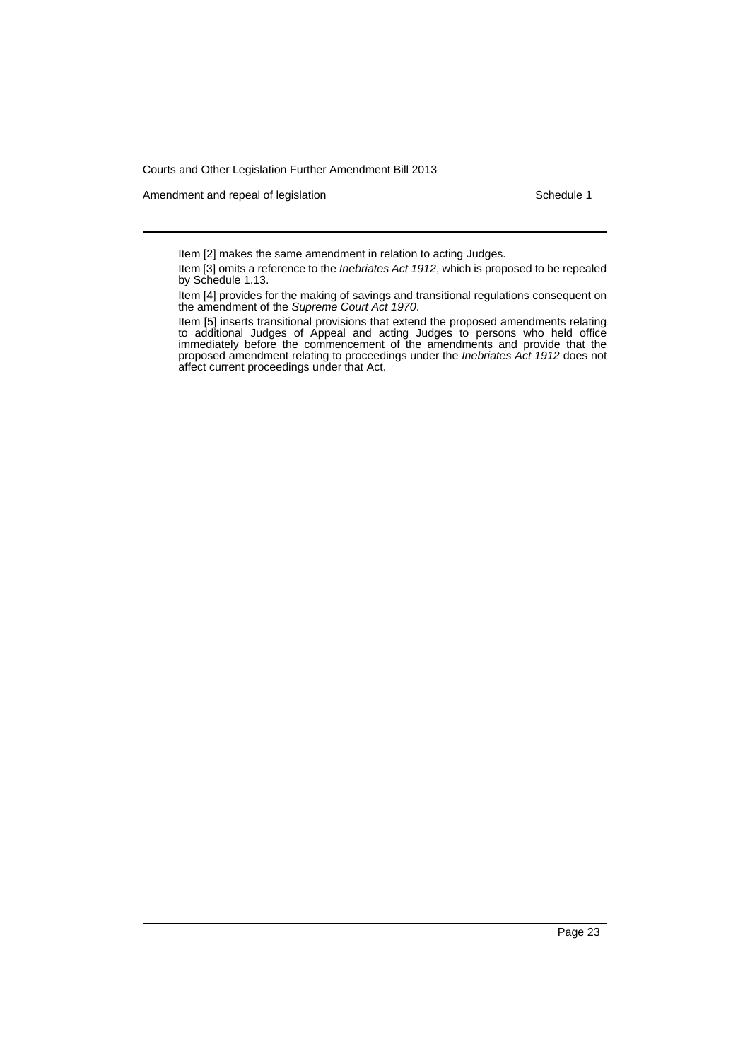Item [2] makes the same amendment in relation to acting Judges.

Item [3] omits a reference to the *Inebriates Act 1912*, which is proposed to be repealed by Schedule 1.13.

Item [4] provides for the making of savings and transitional regulations consequent on the amendment of the *Supreme Court Act 1970*.

Item [5] inserts transitional provisions that extend the proposed amendments relating to additional Judges of Appeal and acting Judges to persons who held office immediately before the commencement of the amendments and provide that the proposed amendment relating to proceedings under the *Inebriates Act 1912* does not affect current proceedings under that Act.